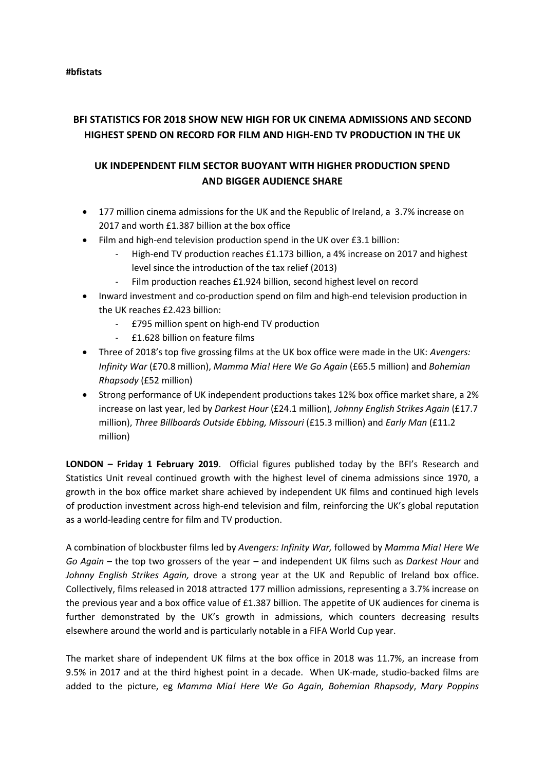**#bfistats**

# BFI STATISTICS FOR 2018 SHOW NEW HIGH FOR UK CINEMA ADMISSIONS AND SECOND HIGHEST SPEND ON RECORD FOR FILM AND HIGH-END TV PRODUCTION IN THE UK

## UK INDEPENDENT FILM SECTOR BUOYANT WITH HIGHER PRODUCTION SPEND AND BIGGER AUDIENCE SHARE

- 177 million cinema admissions for the UK and the Republic of Ireland, a 3.7% increase on 2017 and worth £1.387 billion at the box office
- Film and high-end television production spend in the UK over £3.1 billion:
  - High-end TV production reaches £1.173 billion, a 4% increase on 2017 and highest level since the introduction of the tax relief (2013)
  - Film production reaches £1.924 billion, second highest level on record
- Inward investment and co-production spend on film and high-end television production in the UK reaches £2.423 billion:
  - £795 million spent on high-end TV production
  - £1.628 billion on feature films
- Three of 2018's top five grossing films at the UK box office were made in the UK: *Avengers: Infinity War* (£70.8 million), *Mamma Mia! Here We Go Again* (£65.5 million) and *Bohemian Rhapsody* (£52 million)
- Strong performance of UK independent productions takes 12% box office market share, a 2% increase on last year, led by *Darkest Hour* (£24.1 million), *Johnny English Strikes Again* (£17.7 million), *Three Billboards Outside Ebbing, Missouri* (£15.3 million) and *Early Man* (£11.2 million)

**LONDON – Friday 1 February 2019**. Official figures published today by the BFI's Research and Statistics Unit reveal continued growth with the highest level of cinema admissions since 1970, a growth in the box office market share achieved by independent UK films and continued high levels of production investment across high-end television and film, reinforcing the UK's global reputation as a world-leading centre for film and TV production.

A combination of blockbuster films led by *Avengers: Infinity War,* followed by *Mamma Mia! Here We Go Again* – the top two grossers of the year – and independent UK films such as *Darkest Hour* and *Johnny English Strikes Again,* drove a strong year at the UK and Republic of Ireland box office. Collectively, films released in 2018 attracted 177 million admissions, representing a 3.7% increase on the previous year and a box office value of £1.387 billion. The appetite of UK audiences for cinema is further demonstrated by the UK's growth in admissions, which counters decreasing results elsewhere around the world and is particularly notable in a FIFA World Cup year.

The market share of independent UK films at the box office in 2018 was 11.7%, an increase from 9.5% in 2017 and at the third highest point in a decade. When UK-made, studio-backed films are added to the picture, eg *Mamma Mia! Here We Go Again, Bohemian Rhapsody*, *Mary Poppins*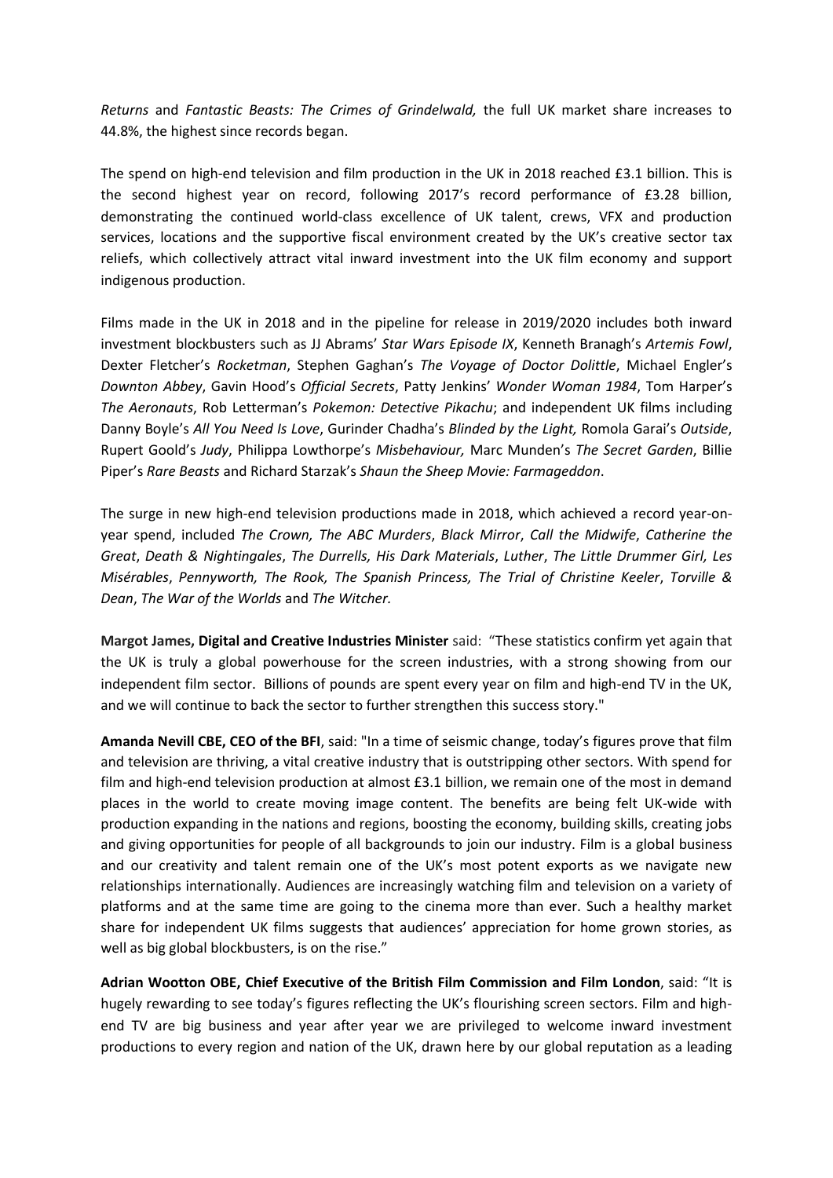*Returns* and *Fantastic Beasts: The Crimes of Grindelwald,* the full UK market share increases to 44.8%, the highest since records began.

The spend on high-end television and film production in the UK in 2018 reached £3.1 billion. This is the second highest year on record, following 2017's record performance of £3.28 billion, demonstrating the continued world-class excellence of UK talent, crews, VFX and production services, locations and the supportive fiscal environment created by the UK's creative sector tax reliefs, which collectively attract vital inward investment into the UK film economy and support indigenous production.

Films made in the UK in 2018 and in the pipeline for release in 2019/2020 includes both inward investment blockbusters such as JJ Abrams' *Star Wars Episode IX*, Kenneth Branagh's *Artemis Fowl*, Dexter Fletcher's *Rocketman*, Stephen Gaghan's *The Voyage of Doctor Dolittle*, Michael Engler's *Downton Abbey*, Gavin Hood's *Official Secrets*, Patty Jenkins' *Wonder Woman 1984*, Tom Harper's *The Aeronauts*, Rob Letterman's *Pokemon: Detective Pikachu*; and independent UK films including Danny Boyle's *All You Need Is Love*, Gurinder Chadha's *Blinded by the Light,* Romola Garai's *Outside*, Rupert Goold's *Judy*, Philippa Lowthorpe's *Misbehaviour,* Marc Munden's *The Secret Garden*, Billie Piper's *Rare Beasts* and Richard Starzak's *Shaun the Sheep Movie: Farmageddon*.

The surge in new high-end television productions made in 2018, which achieved a record year-on-year spend, included *The Crown, The ABC Murders*, *Black Mirror*, *Call the Midwife*, *Catherine the Great*, *Death & Nightingales*, *The Durrells, His Dark Materials*, *Luther*, *The Little Drummer Girl, Les Misérables*, *Pennyworth, The Rook, The Spanish Princess, The Trial of Christine Keeler*, *Torville & Dean*, *The War of the Worlds* and *The Witcher.*

**Margot James, Digital and Creative Industries Minister** said: "These statistics confirm yet again that the UK is truly a global powerhouse for the screen industries, with a strong showing from our independent film sector. Billions of pounds are spent every year on film and high-end TV in the UK, and we will continue to back the sector to further strengthen this success story."

**Amanda Nevill CBE, CEO of the BFI**, said: "In a time of seismic change, today's figures prove that film and television are thriving, a vital creative industry that is outstripping other sectors. With spend for film and high-end television production at almost £3.1 billion, we remain one of the most in demand places in the world to create moving image content. The benefits are being felt UK-wide with production expanding in the nations and regions, boosting the economy, building skills, creating jobs and giving opportunities for people of all backgrounds to join our industry. Film is a global business and our creativity and talent remain one of the UK's most potent exports as we navigate new relationships internationally. Audiences are increasingly watching film and television on a variety of platforms and at the same time are going to the cinema more than ever. Such a healthy market share for independent UK films suggests that audiences' appreciation for home grown stories, as well as big global blockbusters, is on the rise."

**Adrian Wootton OBE, Chief Executive of the British Film Commission and Film London**, said: "It is hugely rewarding to see today's figures reflecting the UK's flourishing screen sectors. Film and high-end TV are big business and year after year we are privileged to welcome inward investment productions to every region and nation of the UK, drawn here by our global reputation as a leading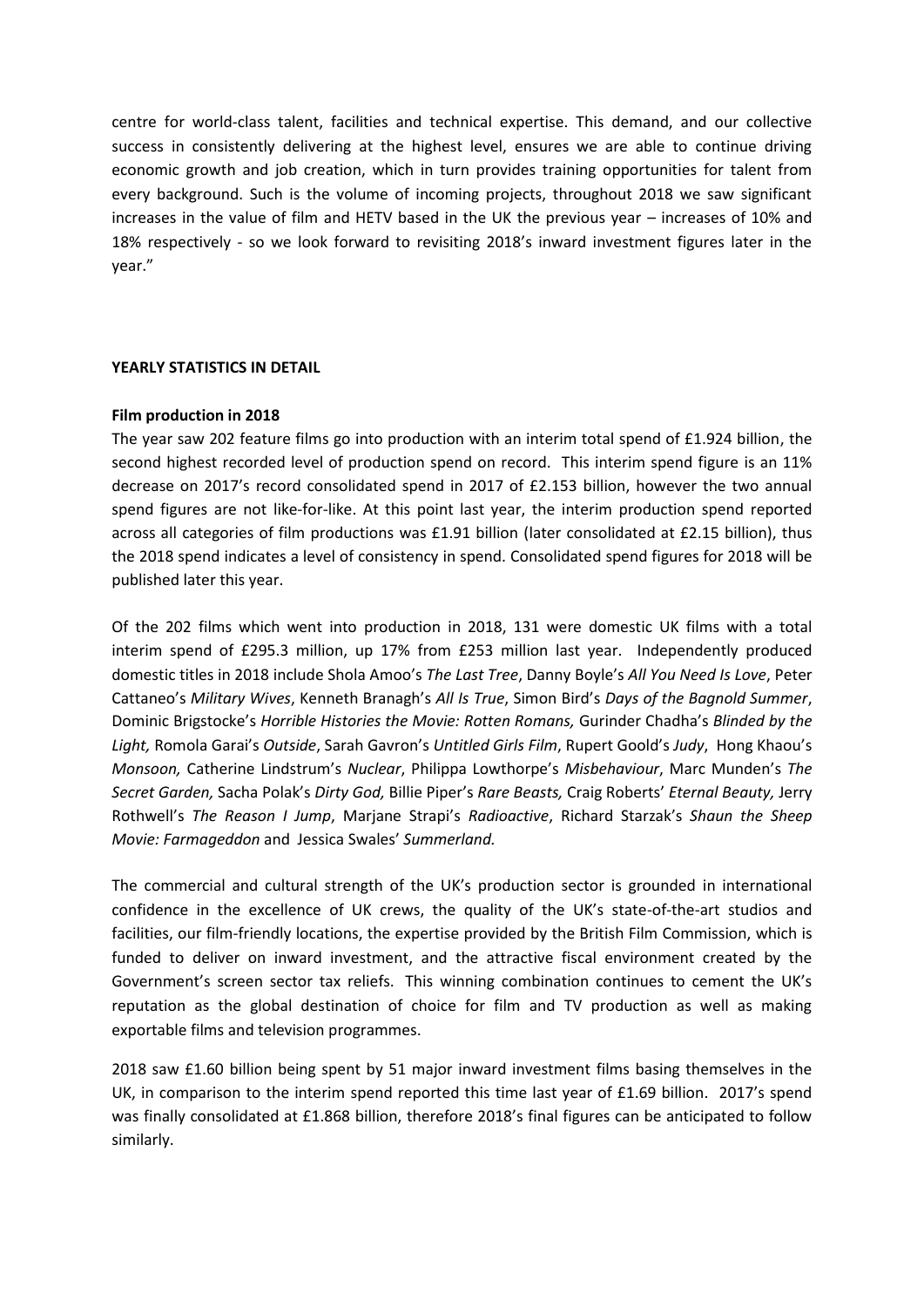centre for world-class talent, facilities and technical expertise. This demand, and our collective success in consistently delivering at the highest level, ensures we are able to continue driving economic growth and job creation, which in turn provides training opportunities for talent from every background. Such is the volume of incoming projects, throughout 2018 we saw significant increases in the value of film and HETV based in the UK the previous year – increases of 10% and 18% respectively - so we look forward to revisiting 2018's inward investment figures later in the year."

**YEARLY STATISTICS IN DETAIL**

**Film production in 2018**

The year saw 202 feature films go into production with an interim total spend of £1.924 billion, the second highest recorded level of production spend on record. This interim spend figure is an 11% decrease on 2017's record consolidated spend in 2017 of £2.153 billion, however the two annual spend figures are not like-for-like. At this point last year, the interim production spend reported across all categories of film productions was £1.91 billion (later consolidated at £2.15 billion), thus the 2018 spend indicates a level of consistency in spend. Consolidated spend figures for 2018 will be published later this year.

Of the 202 films which went into production in 2018, 131 were domestic UK films with a total interim spend of £295.3 million, up 17% from £253 million last year. Independently produced domestic titles in 2018 include Shola Amoo's *The Last Tree*, Danny Boyle's *All You Need Is Love*, Peter Cattaneo's *Military Wives*, Kenneth Branagh's *All Is True*, Simon Bird's *Days of the Bagnold Summer*, Dominic Brigstocke's *Horrible Histories the Movie: Rotten Romans,* Gurinder Chadha's *Blinded by the Light,* Romola Garai's *Outside*, Sarah Gavron's *Untitled Girls Film*, Rupert Goold's *Judy*, Hong Khaou's *Monsoon,* Catherine Lindstrum's *Nuclear*, Philippa Lowthorpe's *Misbehaviour*, Marc Munden's *The Secret Garden,* Sacha Polak's *Dirty God,* Billie Piper's *Rare Beasts,* Craig Roberts' *Eternal Beauty,* Jerry Rothwell's *The Reason I Jump*, Marjane Strapi's *Radioactive*, Richard Starzak's *Shaun the Sheep Movie: Farmageddon* and Jessica Swales' *Summerland.*

The commercial and cultural strength of the UK's production sector is grounded in international confidence in the excellence of UK crews, the quality of the UK's state-of-the-art studios and facilities, our film-friendly locations, the expertise provided by the British Film Commission, which is funded to deliver on inward investment, and the attractive fiscal environment created by the Government's screen sector tax reliefs. This winning combination continues to cement the UK's reputation as the global destination of choice for film and TV production as well as making exportable films and television programmes.

2018 saw £1.60 billion being spent by 51 major inward investment films basing themselves in the UK, in comparison to the interim spend reported this time last year of £1.69 billion. 2017's spend was finally consolidated at £1.868 billion, therefore 2018's final figures can be anticipated to follow similarly.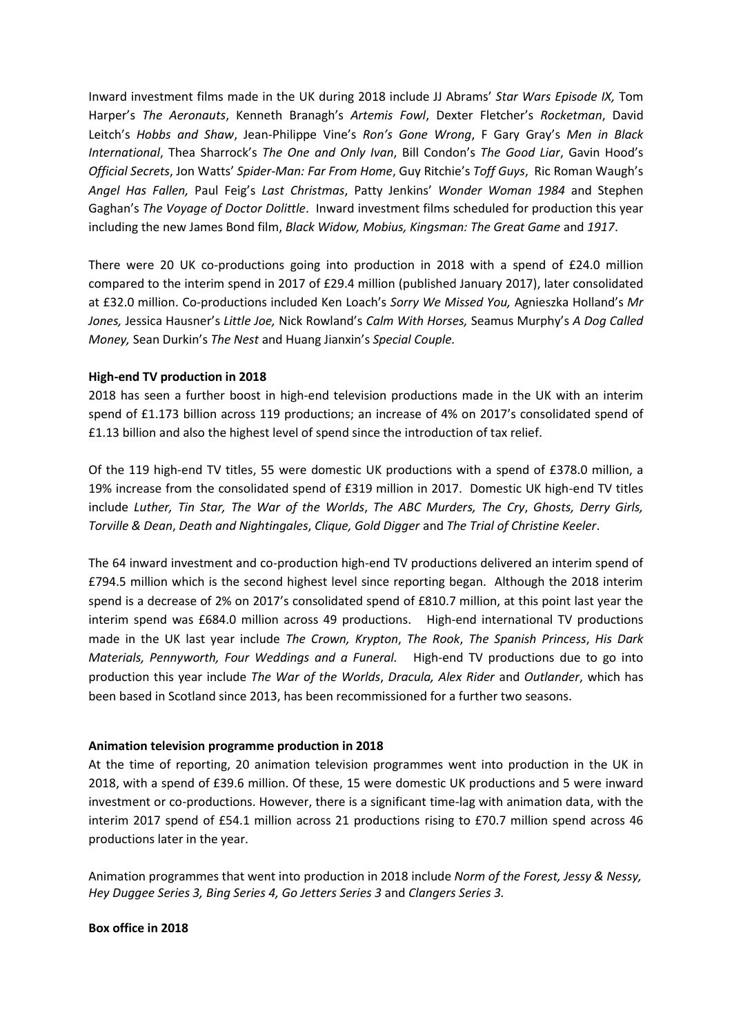Inward investment films made in the UK during 2018 include JJ Abrams' *Star Wars Episode IX,* Tom Harper's *The Aeronauts*, Kenneth Branagh's *Artemis Fowl*, Dexter Fletcher's *Rocketman*, David Leitch's *Hobbs and Shaw*, Jean-Philippe Vine's *Ron's Gone Wrong*, F Gary Gray's *Men in Black International*, Thea Sharrock's *The One and Only Ivan*, Bill Condon's *The Good Liar*, Gavin Hood's *Official Secrets*, Jon Watts' *Spider-Man: Far From Home*, Guy Ritchie's *Toff Guys*, Ric Roman Waugh's *Angel Has Fallen,* Paul Feig's *Last Christmas*, Patty Jenkins' *Wonder Woman 1984* and Stephen Gaghan's *The Voyage of Doctor Dolittle*. Inward investment films scheduled for production this year including the new James Bond film, *Black Widow, Mobius, Kingsman: The Great Game* and *1917*.

There were 20 UK co-productions going into production in 2018 with a spend of £24.0 million compared to the interim spend in 2017 of £29.4 million (published January 2017), later consolidated at £32.0 million. Co-productions included Ken Loach's *Sorry We Missed You,* Agnieszka Holland's *Mr Jones,* Jessica Hausner's *Little Joe,* Nick Rowland's *Calm With Horses,* Seamus Murphy's *A Dog Called Money,* Sean Durkin's *The Nest* and Huang Jianxin's *Special Couple.*

**High-end TV production in 2018**

2018 has seen a further boost in high-end television productions made in the UK with an interim spend of £1.173 billion across 119 productions; an increase of 4% on 2017's consolidated spend of £1.13 billion and also the highest level of spend since the introduction of tax relief.

Of the 119 high-end TV titles, 55 were domestic UK productions with a spend of £378.0 million, a 19% increase from the consolidated spend of £319 million in 2017. Domestic UK high-end TV titles include *Luther, Tin Star, The War of the Worlds*, *The ABC Murders, The Cry*, *Ghosts, Derry Girls, Torville & Dean*, *Death and Nightingales*, *Clique, Gold Digger* and *The Trial of Christine Keeler*.

The 64 inward investment and co-production high-end TV productions delivered an interim spend of £794.5 million which is the second highest level since reporting began. Although the 2018 interim spend is a decrease of 2% on 2017's consolidated spend of £810.7 million, at this point last year the interim spend was £684.0 million across 49 productions. High-end international TV productions made in the UK last year include *The Crown, Krypton*, *The Rook*, *The Spanish Princess*, *His Dark Materials, Pennyworth, Four Weddings and a Funeral.* High-end TV productions due to go into production this year include *The War of the Worlds*, *Dracula, Alex Rider* and *Outlander*, which has been based in Scotland since 2013, has been recommissioned for a further two seasons.

**Animation television programme production in 2018**

At the time of reporting, 20 animation television programmes went into production in the UK in 2018, with a spend of £39.6 million. Of these, 15 were domestic UK productions and 5 were inward investment or co-productions. However, there is a significant time-lag with animation data, with the interim 2017 spend of £54.1 million across 21 productions rising to £70.7 million spend across 46 productions later in the year.

Animation programmes that went into production in 2018 include *Norm of the Forest, Jessy & Nessy, Hey Duggee Series 3, Bing Series 4, Go Jetters Series 3* and *Clangers Series 3.*

**Box office in 2018**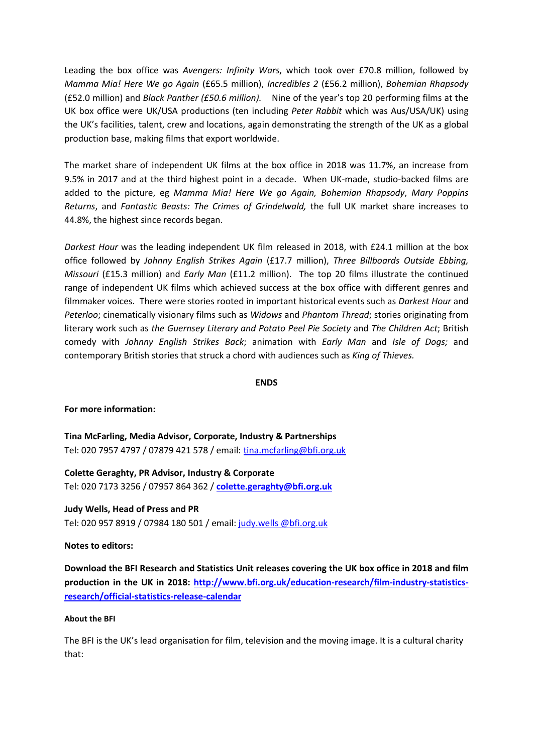Leading the box office was *Avengers: Infinity Wars*, which took over £70.8 million, followed by *Mamma Mia! Here We go Again* (£65.5 million), *Incredibles 2* (£56.2 million), *Bohemian Rhapsody* (£52.0 million) and *Black Panther (£50.6 million).* Nine of the year's top 20 performing films at the UK box office were UK/USA productions (ten including *Peter Rabbit* which was Aus/USA/UK) using the UK's facilities, talent, crew and locations, again demonstrating the strength of the UK as a global production base, making films that export worldwide.

The market share of independent UK films at the box office in 2018 was 11.7%, an increase from 9.5% in 2017 and at the third highest point in a decade. When UK-made, studio-backed films are added to the picture, eg *Mamma Mia! Here We go Again, Bohemian Rhapsody*, *Mary Poppins Returns*, and *Fantastic Beasts: The Crimes of Grindelwald,* the full UK market share increases to 44.8%, the highest since records began.

*Darkest Hour* was the leading independent UK film released in 2018, with £24.1 million at the box office followed by *Johnny English Strikes Again* (£17.7 million), *Three Billboards Outside Ebbing, Missouri* (£15.3 million) and *Early Man* (£11.2 million). The top 20 films illustrate the continued range of independent UK films which achieved success at the box office with different genres and filmmaker voices. There were stories rooted in important historical events such as *Darkest Hour* and *Peterloo*; cinematically visionary films such as *Widows* and *Phantom Thread*; stories originating from literary work such as *the Guernsey Literary and Potato Peel Pie Society* and *The Children Act*; British comedy with *Johnny English Strikes Back*; animation with *Early Man* and *Isle of Dogs;* and contemporary British stories that struck a chord with audiences such as *King of Thieves.*

**ENDS**

**For more information:**

**Tina McFarling, Media Advisor, Corporate, Industry & Partnerships**
Tel: 020 7957 4797 / 07879 421 578 / email: tina.mcfarling@bfi.org.uk

**Colette Geraghty, PR Advisor, Industry & Corporate**
Tel: 020 7173 3256 / 07957 864 362 / **colette.geraghty@bfi.org.uk**

**Judy Wells, Head of Press and PR**
Tel: 020 957 8919 / 07984 180 501 / email: judy.wells @bfi.org.uk

**Notes to editors:**

**Download the BFI Research and Statistics Unit releases covering the UK box office in 2018 and film production in the UK in 2018: http://www.bfi.org.uk/education-research/film-industry-statistics-research/official-statistics-release-calendar**

**About the BFI**

The BFI is the UK's lead organisation for film, television and the moving image. It is a cultural charity that: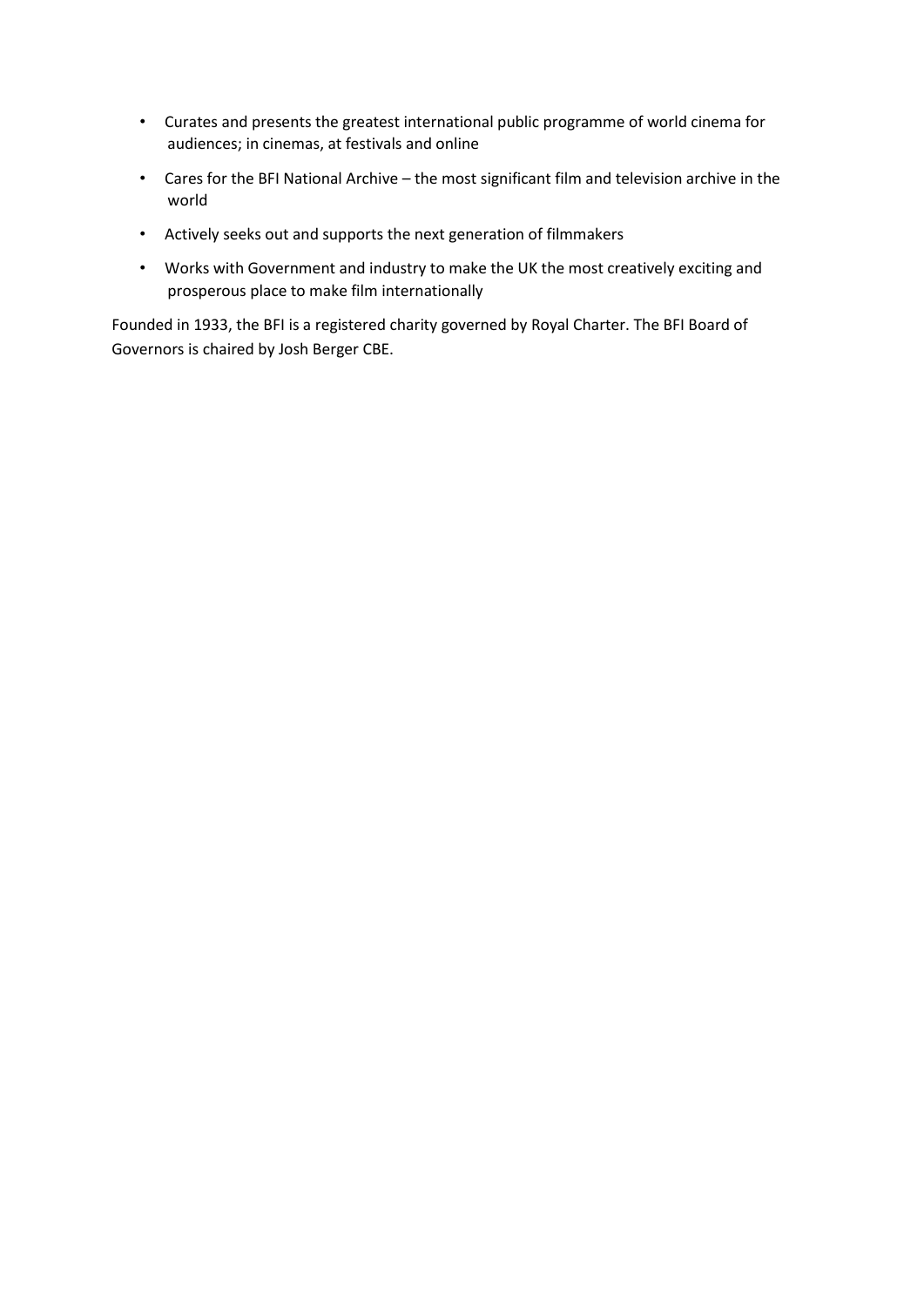- Curates and presents the greatest international public programme of world cinema for audiences; in cinemas, at festivals and online
- Cares for the BFI National Archive – the most significant film and television archive in the world
- Actively seeks out and supports the next generation of filmmakers
- Works with Government and industry to make the UK the most creatively exciting and prosperous place to make film internationally

Founded in 1933, the BFI is a registered charity governed by Royal Charter. The BFI Board of Governors is chaired by Josh Berger CBE.